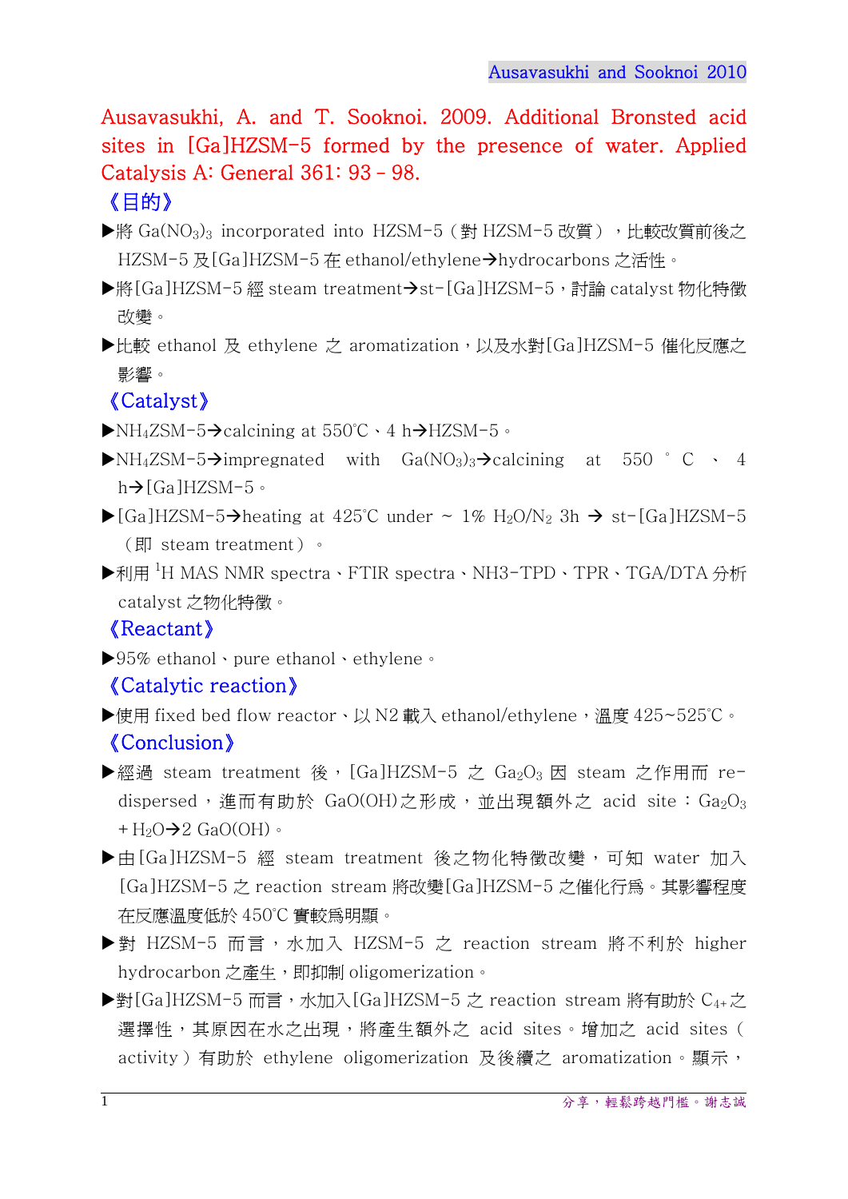Ausavasukhi, A. and T. Sooknoi. 2009. Additional Bronsted acid sites in [Ga]HZSM-5 formed by the presence of water. Applied Catalysis A: General 361: 93 – 98.

## 《目的》

- ▶將 $Ga(NO_3)_3$ incorporated into HZSM-5（對 HZSM-5 改質），比較改質前後之 HZSM-5 及[Ga]HZSM-5 在 ethanol/ethylene→hydrocarbons 之活性。
- ▶將[Ga]HZSM-5 經 steam treatment→st-[Ga]HZSM-5，討論 catalyst 物化特徵改變。
- ▶比較 ethanol 及 ethylene 之 aromatization，以及水對[Ga]HZSM-5 催化反應之影響。

## 《Catalyst》

- ▶$NH_4ZSM$-5→calcining at 550℃、4 h→HZSM-5。
- ▶$NH_4ZSM$-5→impregnated with $Ga(NO_3)_3$→calcining at 550°C、4 h→[Ga]HZSM-5。
- ▶[Ga]HZSM-5→heating at 425℃ under ~ 1% $H_2O/N_2$ 3h → st-[Ga]HZSM-5（即 steam treatment）。
- ▶利用 $^1$H MAS NMR spectra、FTIR spectra、NH3-TPD、TPR、TGA/DTA 分析 catalyst 之物化特徵。

## 《Reactant》

- ▶95% ethanol、pure ethanol、ethylene。

## 《Catalytic reaction》

- ▶使用 fixed bed flow reactor、以 N2 載入 ethanol/ethylene，溫度 425~525℃。

## 《Conclusion》

- ▶經過 steam treatment 後，[Ga]HZSM-5 之 $Ga_2O_3$ 因 steam 之作用而 re-dispersed，進而有助於 GaO(OH)之形成，並出現額外之 acid site：$Ga_2O_3 + H_2O \rightarrow 2\ GaO(OH)$。
- ▶由[Ga]HZSM-5 經 steam treatment 後之物化特徵改變，可知 water 加入[Ga]HZSM-5 之 reaction stream 將改變[Ga]HZSM-5 之催化行為。其影響程度在反應溫度低於 450℃實較為明顯。
- ▶對 HZSM-5 而言，水加入 HZSM-5 之 reaction stream 將不利於 higher hydrocarbon 之產生，即抑制 oligomerization。
- ▶對[Ga]HZSM-5 而言，水加入[Ga]HZSM-5 之 reaction stream 將有助於 $C_{4+}$之選擇性，其原因在水之出現，將產生額外之 acid sites。增加之 acid sites（activity）有助於 ethylene oligomerization 及後續之 aromatization。顯示，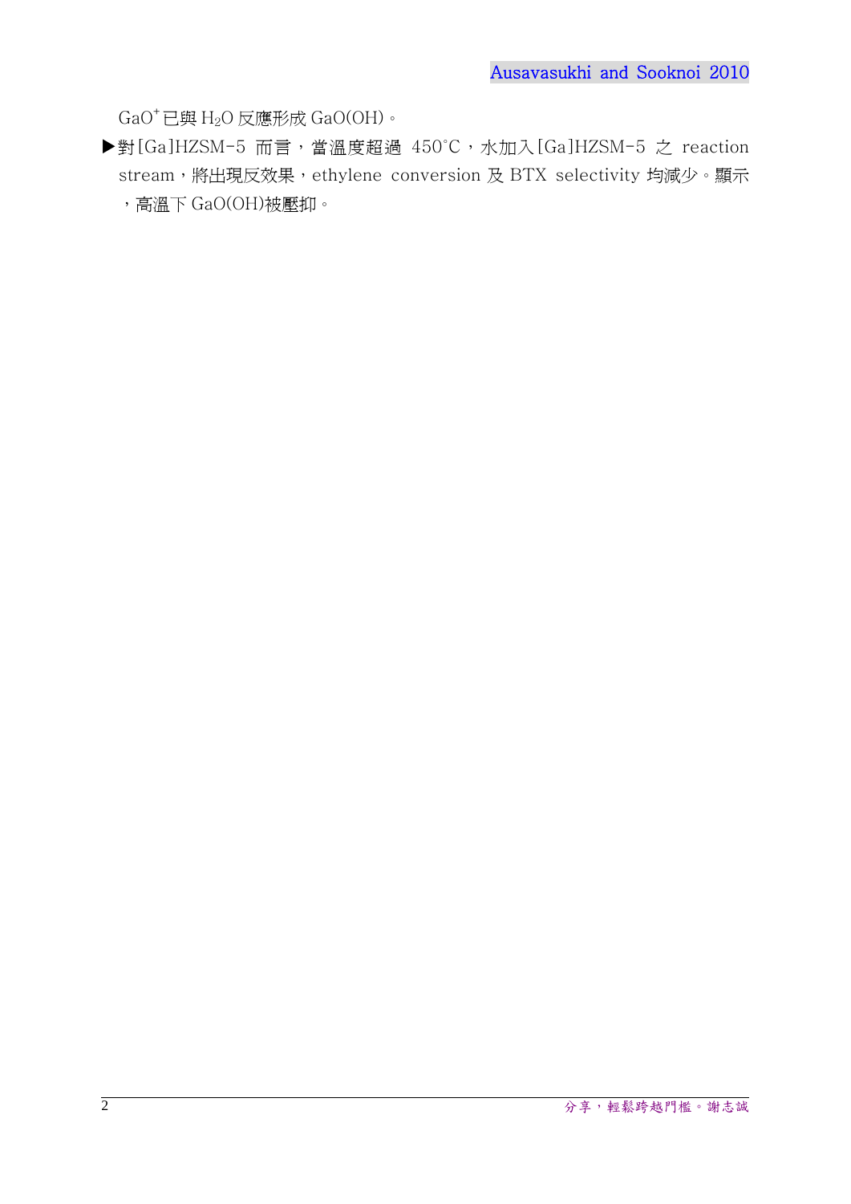$GaO^+$已與 $H_2O$ 反應形成 GaO(OH)。

▶對[Ga]HZSM-5 而言，當溫度超過 450˚C，水加入[Ga]HZSM-5 之 reaction stream，將出現反效果，ethylene conversion 及 BTX selectivity 均減少。顯示，高溫下 GaO(OH)被壓抑。